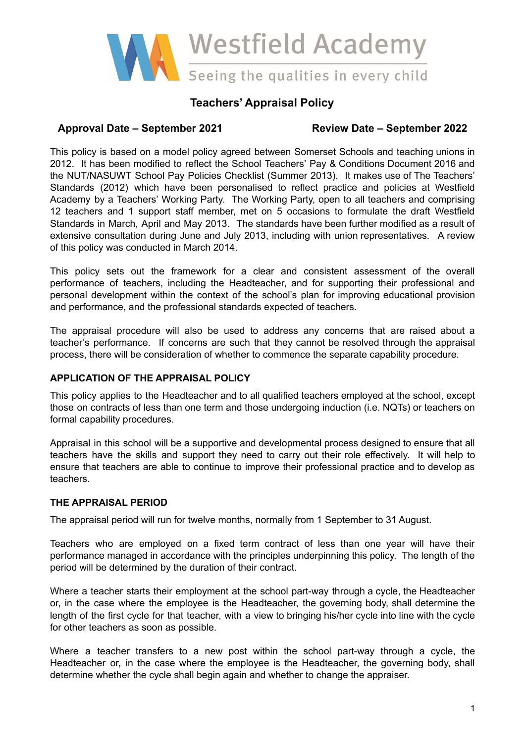Westfield Academy

Seeing the qualities in every child

# Teachers' Appraisal Policy

**Approval Date – September 2021** **Review Date – September 2022**

This policy is based on a model policy agreed between Somerset Schools and teaching unions in 2012. It has been modified to reflect the School Teachers' Pay & Conditions Document 2016 and the NUT/NASUWT School Pay Policies Checklist (Summer 2013). It makes use of The Teachers' Standards (2012) which have been personalised to reflect practice and policies at Westfield Academy by a Teachers' Working Party. The Working Party, open to all teachers and comprising 12 teachers and 1 support staff member, met on 5 occasions to formulate the draft Westfield Standards in March, April and May 2013. The standards have been further modified as a result of extensive consultation during June and July 2013, including with union representatives. A review of this policy was conducted in March 2014.

This policy sets out the framework for a clear and consistent assessment of the overall performance of teachers, including the Headteacher, and for supporting their professional and personal development within the context of the school's plan for improving educational provision and performance, and the professional standards expected of teachers.

The appraisal procedure will also be used to address any concerns that are raised about a teacher's performance. If concerns are such that they cannot be resolved through the appraisal process, there will be consideration of whether to commence the separate capability procedure.

## APPLICATION OF THE APPRAISAL POLICY

This policy applies to the Headteacher and to all qualified teachers employed at the school, except those on contracts of less than one term and those undergoing induction (i.e. NQTs) or teachers on formal capability procedures.

Appraisal in this school will be a supportive and developmental process designed to ensure that all teachers have the skills and support they need to carry out their role effectively. It will help to ensure that teachers are able to continue to improve their professional practice and to develop as teachers.

## THE APPRAISAL PERIOD

The appraisal period will run for twelve months, normally from 1 September to 31 August.

Teachers who are employed on a fixed term contract of less than one year will have their performance managed in accordance with the principles underpinning this policy. The length of the period will be determined by the duration of their contract.

Where a teacher starts their employment at the school part-way through a cycle, the Headteacher or, in the case where the employee is the Headteacher, the governing body, shall determine the length of the first cycle for that teacher, with a view to bringing his/her cycle into line with the cycle for other teachers as soon as possible.

Where a teacher transfers to a new post within the school part-way through a cycle, the Headteacher or, in the case where the employee is the Headteacher, the governing body, shall determine whether the cycle shall begin again and whether to change the appraiser.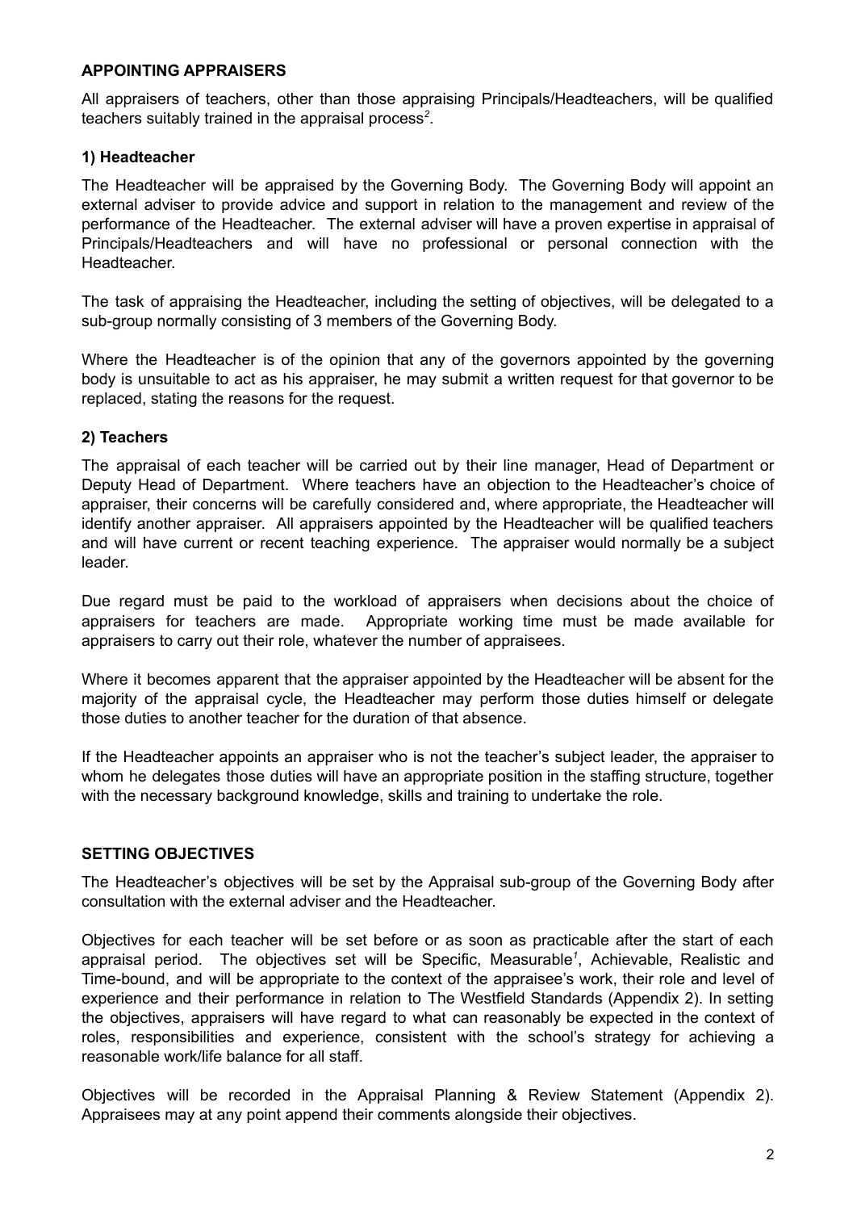## APPOINTING APPRAISERS

All appraisers of teachers, other than those appraising Principals/Headteachers, will be qualified teachers suitably trained in the appraisal process[2].

### 1) Headteacher

The Headteacher will be appraised by the Governing Body. The Governing Body will appoint an external adviser to provide advice and support in relation to the management and review of the performance of the Headteacher. The external adviser will have a proven expertise in appraisal of Principals/Headteachers and will have no professional or personal connection with the Headteacher.

The task of appraising the Headteacher, including the setting of objectives, will be delegated to a sub-group normally consisting of 3 members of the Governing Body.

Where the Headteacher is of the opinion that any of the governors appointed by the governing body is unsuitable to act as his appraiser, he may submit a written request for that governor to be replaced, stating the reasons for the request.

### 2) Teachers

The appraisal of each teacher will be carried out by their line manager, Head of Department or Deputy Head of Department. Where teachers have an objection to the Headteacher's choice of appraiser, their concerns will be carefully considered and, where appropriate, the Headteacher will identify another appraiser. All appraisers appointed by the Headteacher will be qualified teachers and will have current or recent teaching experience. The appraiser would normally be a subject leader.

Due regard must be paid to the workload of appraisers when decisions about the choice of appraisers for teachers are made. Appropriate working time must be made available for appraisers to carry out their role, whatever the number of appraisees.

Where it becomes apparent that the appraiser appointed by the Headteacher will be absent for the majority of the appraisal cycle, the Headteacher may perform those duties himself or delegate those duties to another teacher for the duration of that absence.

If the Headteacher appoints an appraiser who is not the teacher's subject leader, the appraiser to whom he delegates those duties will have an appropriate position in the staffing structure, together with the necessary background knowledge, skills and training to undertake the role.

## SETTING OBJECTIVES

The Headteacher's objectives will be set by the Appraisal sub-group of the Governing Body after consultation with the external adviser and the Headteacher.

Objectives for each teacher will be set before or as soon as practicable after the start of each appraisal period. The objectives set will be Specific, Measurable[1], Achievable, Realistic and Time-bound, and will be appropriate to the context of the appraisee's work, their role and level of experience and their performance in relation to The Westfield Standards (Appendix 2). In setting the objectives, appraisers will have regard to what can reasonably be expected in the context of roles, responsibilities and experience, consistent with the school's strategy for achieving a reasonable work/life balance for all staff.

Objectives will be recorded in the Appraisal Planning & Review Statement (Appendix 2). Appraisees may at any point append their comments alongside their objectives.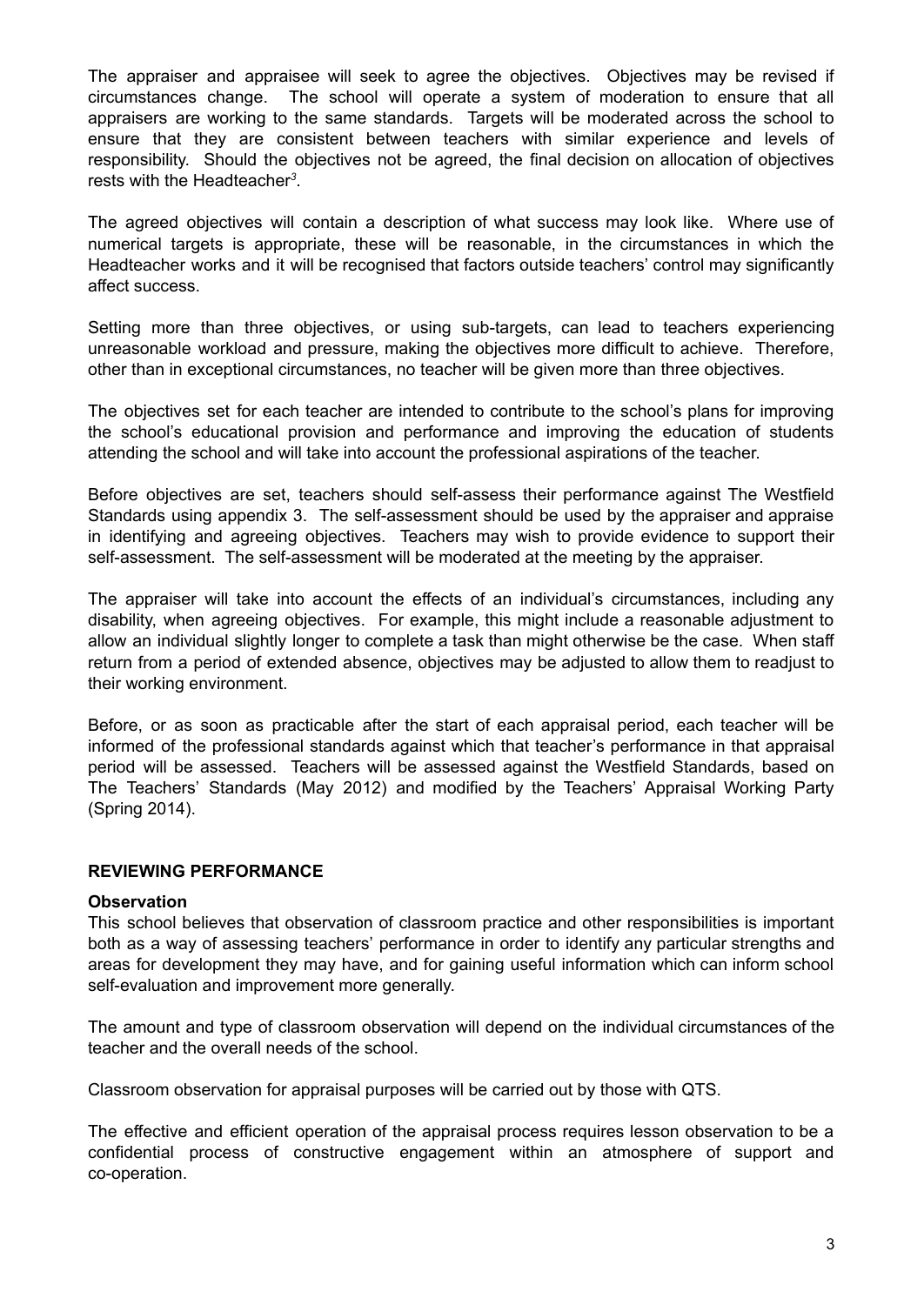The appraiser and appraisee will seek to agree the objectives. Objectives may be revised if circumstances change. The school will operate a system of moderation to ensure that all appraisers are working to the same standards. Targets will be moderated across the school to ensure that they are consistent between teachers with similar experience and levels of responsibility. Should the objectives not be agreed, the final decision on allocation of objectives rests with the Headteacher[3].

The agreed objectives will contain a description of what success may look like. Where use of numerical targets is appropriate, these will be reasonable, in the circumstances in which the Headteacher works and it will be recognised that factors outside teachers' control may significantly affect success.

Setting more than three objectives, or using sub-targets, can lead to teachers experiencing unreasonable workload and pressure, making the objectives more difficult to achieve. Therefore, other than in exceptional circumstances, no teacher will be given more than three objectives.

The objectives set for each teacher are intended to contribute to the school's plans for improving the school's educational provision and performance and improving the education of students attending the school and will take into account the professional aspirations of the teacher.

Before objectives are set, teachers should self-assess their performance against The Westfield Standards using appendix 3. The self-assessment should be used by the appraiser and appraise in identifying and agreeing objectives. Teachers may wish to provide evidence to support their self-assessment. The self-assessment will be moderated at the meeting by the appraiser.

The appraiser will take into account the effects of an individual's circumstances, including any disability, when agreeing objectives. For example, this might include a reasonable adjustment to allow an individual slightly longer to complete a task than might otherwise be the case. When staff return from a period of extended absence, objectives may be adjusted to allow them to readjust to their working environment.

Before, or as soon as practicable after the start of each appraisal period, each teacher will be informed of the professional standards against which that teacher's performance in that appraisal period will be assessed. Teachers will be assessed against the Westfield Standards, based on The Teachers' Standards (May 2012) and modified by the Teachers' Appraisal Working Party (Spring 2014).

## REVIEWING PERFORMANCE

### Observation

This school believes that observation of classroom practice and other responsibilities is important both as a way of assessing teachers' performance in order to identify any particular strengths and areas for development they may have, and for gaining useful information which can inform school self-evaluation and improvement more generally.

The amount and type of classroom observation will depend on the individual circumstances of the teacher and the overall needs of the school.

Classroom observation for appraisal purposes will be carried out by those with QTS.

The effective and efficient operation of the appraisal process requires lesson observation to be a confidential process of constructive engagement within an atmosphere of support and co-operation.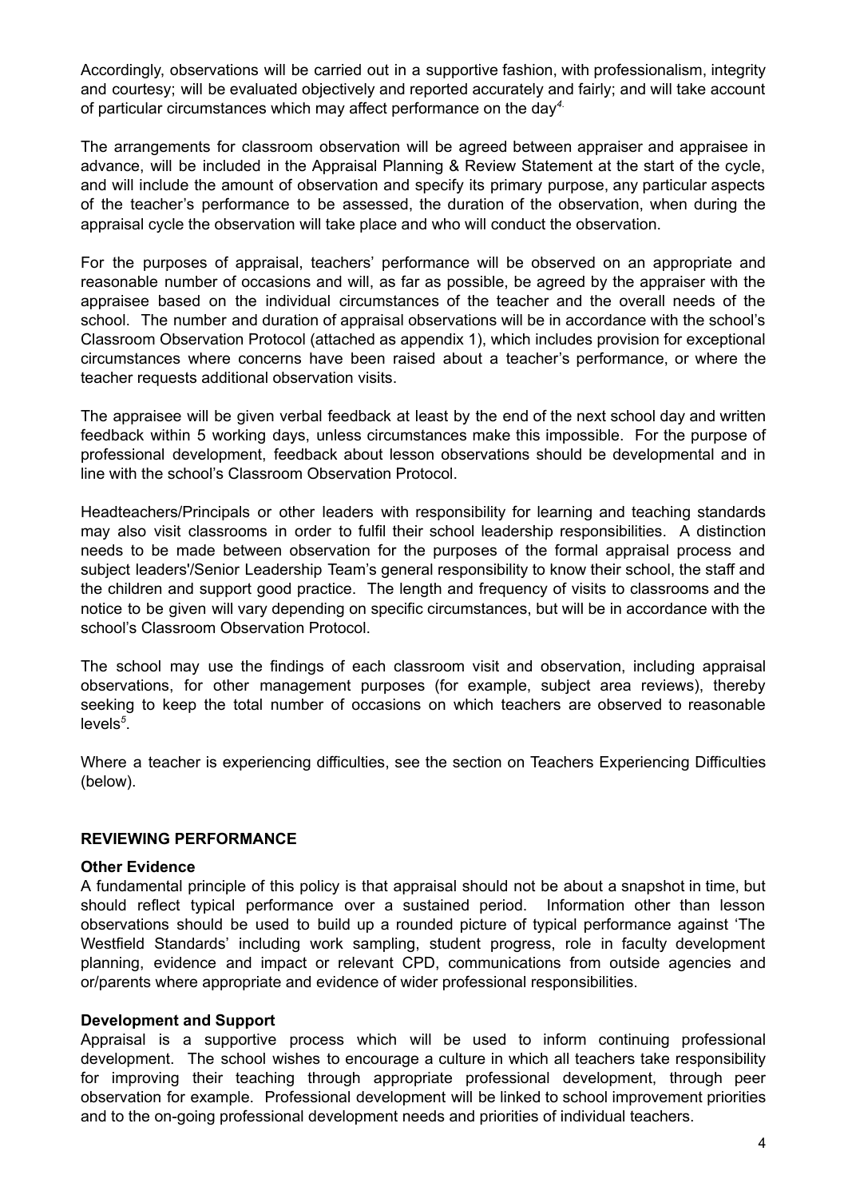Accordingly, observations will be carried out in a supportive fashion, with professionalism, integrity and courtesy; will be evaluated objectively and reported accurately and fairly; and will take account of particular circumstances which may affect performance on the day[4].

The arrangements for classroom observation will be agreed between appraiser and appraisee in advance, will be included in the Appraisal Planning & Review Statement at the start of the cycle, and will include the amount of observation and specify its primary purpose, any particular aspects of the teacher's performance to be assessed, the duration of the observation, when during the appraisal cycle the observation will take place and who will conduct the observation.

For the purposes of appraisal, teachers' performance will be observed on an appropriate and reasonable number of occasions and will, as far as possible, be agreed by the appraiser with the appraisee based on the individual circumstances of the teacher and the overall needs of the school. The number and duration of appraisal observations will be in accordance with the school's Classroom Observation Protocol (attached as appendix 1), which includes provision for exceptional circumstances where concerns have been raised about a teacher's performance, or where the teacher requests additional observation visits.

The appraisee will be given verbal feedback at least by the end of the next school day and written feedback within 5 working days, unless circumstances make this impossible. For the purpose of professional development, feedback about lesson observations should be developmental and in line with the school's Classroom Observation Protocol.

Headteachers/Principals or other leaders with responsibility for learning and teaching standards may also visit classrooms in order to fulfil their school leadership responsibilities. A distinction needs to be made between observation for the purposes of the formal appraisal process and subject leaders'/Senior Leadership Team's general responsibility to know their school, the staff and the children and support good practice. The length and frequency of visits to classrooms and the notice to be given will vary depending on specific circumstances, but will be in accordance with the school's Classroom Observation Protocol.

The school may use the findings of each classroom visit and observation, including appraisal observations, for other management purposes (for example, subject area reviews), thereby seeking to keep the total number of occasions on which teachers are observed to reasonable levels[5].

Where a teacher is experiencing difficulties, see the section on Teachers Experiencing Difficulties (below).

## REVIEWING PERFORMANCE

### Other Evidence

A fundamental principle of this policy is that appraisal should not be about a snapshot in time, but should reflect typical performance over a sustained period. Information other than lesson observations should be used to build up a rounded picture of typical performance against 'The Westfield Standards' including work sampling, student progress, role in faculty development planning, evidence and impact or relevant CPD, communications from outside agencies and or/parents where appropriate and evidence of wider professional responsibilities.

### Development and Support

Appraisal is a supportive process which will be used to inform continuing professional development. The school wishes to encourage a culture in which all teachers take responsibility for improving their teaching through appropriate professional development, through peer observation for example. Professional development will be linked to school improvement priorities and to the on-going professional development needs and priorities of individual teachers.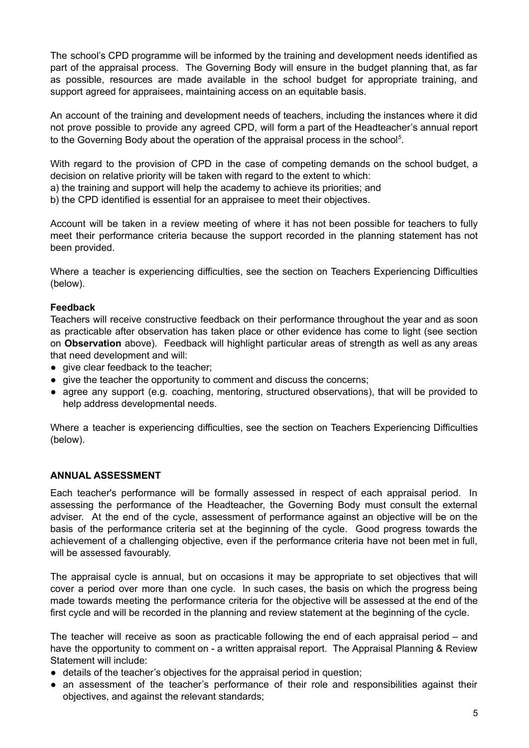The school's CPD programme will be informed by the training and development needs identified as part of the appraisal process. The Governing Body will ensure in the budget planning that, as far as possible, resources are made available in the school budget for appropriate training, and support agreed for appraisees, maintaining access on an equitable basis.

An account of the training and development needs of teachers, including the instances where it did not prove possible to provide any agreed CPD, will form a part of the Headteacher's annual report to the Governing Body about the operation of the appraisal process in the school[5].

With regard to the provision of CPD in the case of competing demands on the school budget, a decision on relative priority will be taken with regard to the extent to which:
a) the training and support will help the academy to achieve its priorities; and
b) the CPD identified is essential for an appraisee to meet their objectives.

Account will be taken in a review meeting of where it has not been possible for teachers to fully meet their performance criteria because the support recorded in the planning statement has not been provided.

Where a teacher is experiencing difficulties, see the section on Teachers Experiencing Difficulties (below).

**Feedback**
Teachers will receive constructive feedback on their performance throughout the year and as soon as practicable after observation has taken place or other evidence has come to light (see section on **Observation** above). Feedback will highlight particular areas of strength as well as any areas that need development and will:

- give clear feedback to the teacher;
- give the teacher the opportunity to comment and discuss the concerns;
- agree any support (e.g. coaching, mentoring, structured observations), that will be provided to help address developmental needs.

Where a teacher is experiencing difficulties, see the section on Teachers Experiencing Difficulties (below).

## ANNUAL ASSESSMENT

Each teacher's performance will be formally assessed in respect of each appraisal period. In assessing the performance of the Headteacher, the Governing Body must consult the external adviser. At the end of the cycle, assessment of performance against an objective will be on the basis of the performance criteria set at the beginning of the cycle. Good progress towards the achievement of a challenging objective, even if the performance criteria have not been met in full, will be assessed favourably.

The appraisal cycle is annual, but on occasions it may be appropriate to set objectives that will cover a period over more than one cycle. In such cases, the basis on which the progress being made towards meeting the performance criteria for the objective will be assessed at the end of the first cycle and will be recorded in the planning and review statement at the beginning of the cycle.

The teacher will receive as soon as practicable following the end of each appraisal period – and have the opportunity to comment on - a written appraisal report. The Appraisal Planning & Review Statement will include:

- details of the teacher's objectives for the appraisal period in question;
- an assessment of the teacher's performance of their role and responsibilities against their objectives, and against the relevant standards;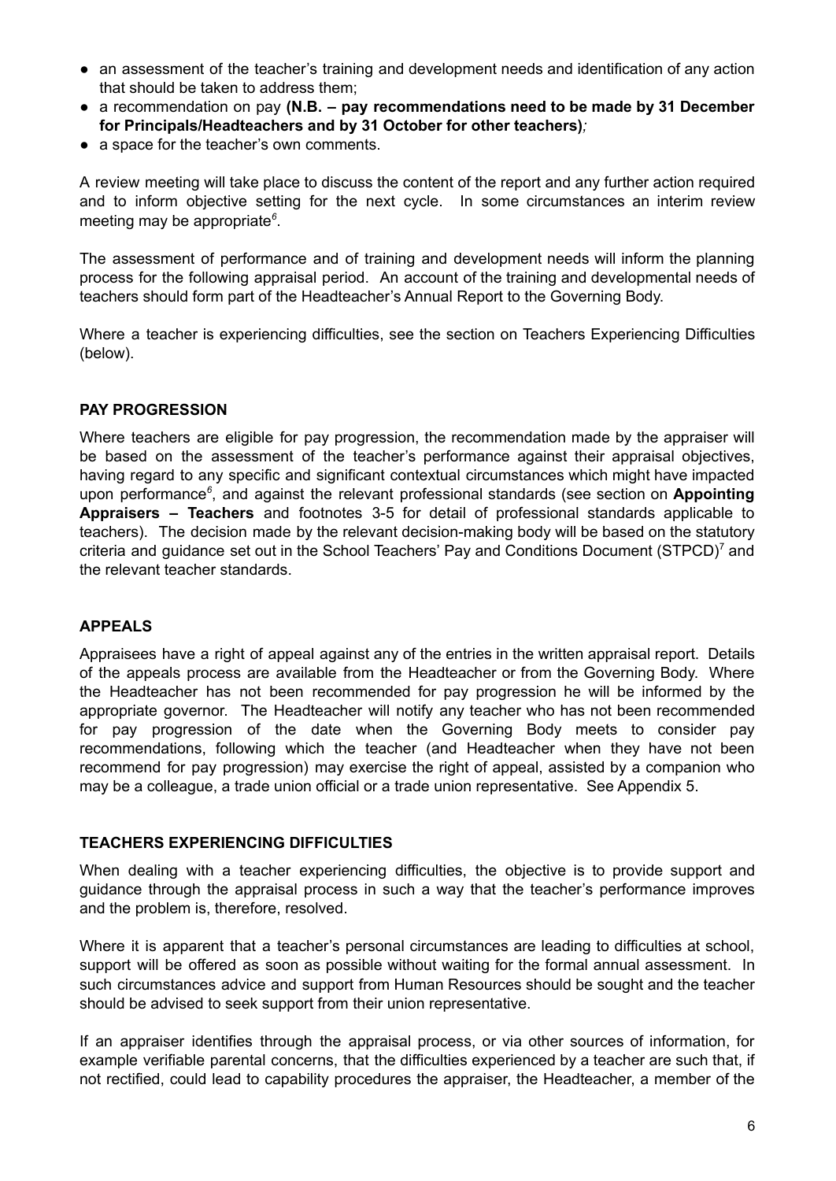- an assessment of the teacher's training and development needs and identification of any action that should be taken to address them;
- a recommendation on pay **(N.B. – pay recommendations need to be made by 31 December for Principals/Headteachers and by 31 October for other teachers)**;
- a space for the teacher's own comments.

A review meeting will take place to discuss the content of the report and any further action required and to inform objective setting for the next cycle. In some circumstances an interim review meeting may be appropriate[6].

The assessment of performance and of training and development needs will inform the planning process for the following appraisal period. An account of the training and developmental needs of teachers should form part of the Headteacher's Annual Report to the Governing Body.

Where a teacher is experiencing difficulties, see the section on Teachers Experiencing Difficulties (below).

## PAY PROGRESSION

Where teachers are eligible for pay progression, the recommendation made by the appraiser will be based on the assessment of the teacher's performance against their appraisal objectives, having regard to any specific and significant contextual circumstances which might have impacted upon performance[6], and against the relevant professional standards (see section on **Appointing Appraisers – Teachers** and footnotes 3-5 for detail of professional standards applicable to teachers). The decision made by the relevant decision-making body will be based on the statutory criteria and guidance set out in the School Teachers' Pay and Conditions Document (STPCD)[7] and the relevant teacher standards.

## APPEALS

Appraisees have a right of appeal against any of the entries in the written appraisal report. Details of the appeals process are available from the Headteacher or from the Governing Body. Where the Headteacher has not been recommended for pay progression he will be informed by the appropriate governor. The Headteacher will notify any teacher who has not been recommended for pay progression of the date when the Governing Body meets to consider pay recommendations, following which the teacher (and Headteacher when they have not been recommend for pay progression) may exercise the right of appeal, assisted by a companion who may be a colleague, a trade union official or a trade union representative. See Appendix 5.

## TEACHERS EXPERIENCING DIFFICULTIES

When dealing with a teacher experiencing difficulties, the objective is to provide support and guidance through the appraisal process in such a way that the teacher's performance improves and the problem is, therefore, resolved.

Where it is apparent that a teacher's personal circumstances are leading to difficulties at school, support will be offered as soon as possible without waiting for the formal annual assessment. In such circumstances advice and support from Human Resources should be sought and the teacher should be advised to seek support from their union representative.

If an appraiser identifies through the appraisal process, or via other sources of information, for example verifiable parental concerns, that the difficulties experienced by a teacher are such that, if not rectified, could lead to capability procedures the appraiser, the Headteacher, a member of the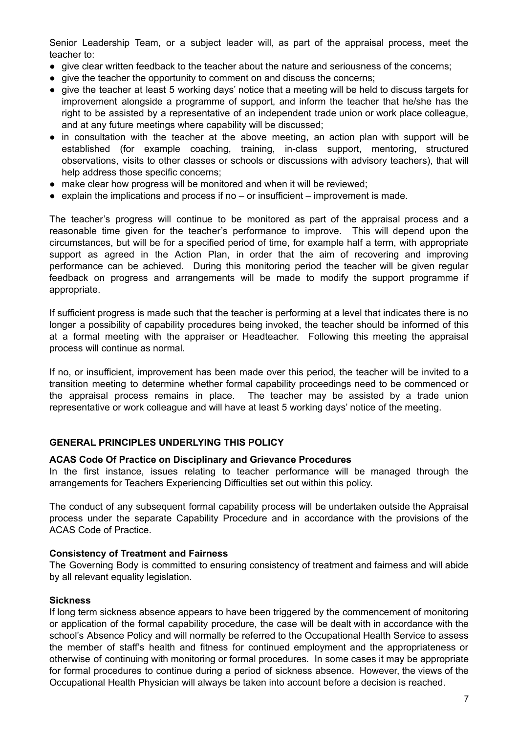Senior Leadership Team, or a subject leader will, as part of the appraisal process, meet the teacher to:

- give clear written feedback to the teacher about the nature and seriousness of the concerns;
- give the teacher the opportunity to comment on and discuss the concerns;
- give the teacher at least 5 working days' notice that a meeting will be held to discuss targets for improvement alongside a programme of support, and inform the teacher that he/she has the right to be assisted by a representative of an independent trade union or work place colleague, and at any future meetings where capability will be discussed;
- in consultation with the teacher at the above meeting, an action plan with support will be established (for example coaching, training, in-class support, mentoring, structured observations, visits to other classes or schools or discussions with advisory teachers), that will help address those specific concerns;
- make clear how progress will be monitored and when it will be reviewed;
- explain the implications and process if no – or insufficient – improvement is made.

The teacher's progress will continue to be monitored as part of the appraisal process and a reasonable time given for the teacher's performance to improve. This will depend upon the circumstances, but will be for a specified period of time, for example half a term, with appropriate support as agreed in the Action Plan, in order that the aim of recovering and improving performance can be achieved. During this monitoring period the teacher will be given regular feedback on progress and arrangements will be made to modify the support programme if appropriate.

If sufficient progress is made such that the teacher is performing at a level that indicates there is no longer a possibility of capability procedures being invoked, the teacher should be informed of this at a formal meeting with the appraiser or Headteacher. Following this meeting the appraisal process will continue as normal.

If no, or insufficient, improvement has been made over this period, the teacher will be invited to a transition meeting to determine whether formal capability proceedings need to be commenced or the appraisal process remains in place. The teacher may be assisted by a trade union representative or work colleague and will have at least 5 working days' notice of the meeting.

## GENERAL PRINCIPLES UNDERLYING THIS POLICY

### ACAS Code Of Practice on Disciplinary and Grievance Procedures

In the first instance, issues relating to teacher performance will be managed through the arrangements for Teachers Experiencing Difficulties set out within this policy.

The conduct of any subsequent formal capability process will be undertaken outside the Appraisal process under the separate Capability Procedure and in accordance with the provisions of the ACAS Code of Practice.

### Consistency of Treatment and Fairness

The Governing Body is committed to ensuring consistency of treatment and fairness and will abide by all relevant equality legislation.

### Sickness

If long term sickness absence appears to have been triggered by the commencement of monitoring or application of the formal capability procedure, the case will be dealt with in accordance with the school's Absence Policy and will normally be referred to the Occupational Health Service to assess the member of staff's health and fitness for continued employment and the appropriateness or otherwise of continuing with monitoring or formal procedures. In some cases it may be appropriate for formal procedures to continue during a period of sickness absence. However, the views of the Occupational Health Physician will always be taken into account before a decision is reached.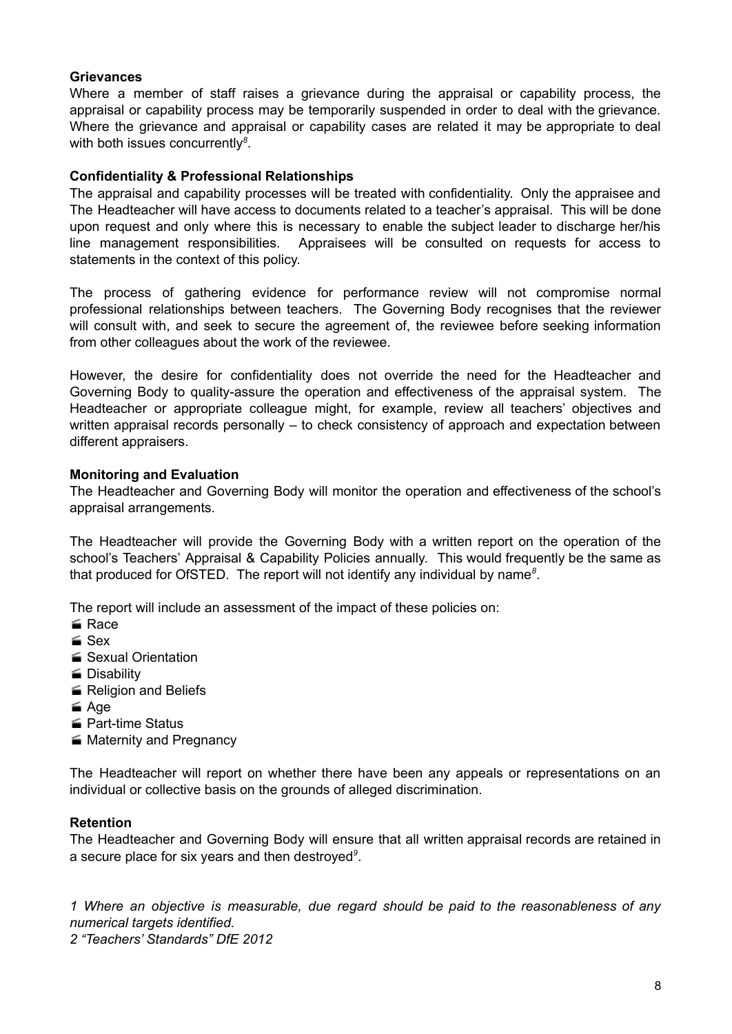**Grievances**

Where a member of staff raises a grievance during the appraisal or capability process, the appraisal or capability process may be temporarily suspended in order to deal with the grievance. Where the grievance and appraisal or capability cases are related it may be appropriate to deal with both issues concurrently[8].

**Confidentiality & Professional Relationships**

The appraisal and capability processes will be treated with confidentiality. Only the appraisee and The Headteacher will have access to documents related to a teacher's appraisal. This will be done upon request and only where this is necessary to enable the subject leader to discharge her/his line management responsibilities. Appraisees will be consulted on requests for access to statements in the context of this policy.

The process of gathering evidence for performance review will not compromise normal professional relationships between teachers. The Governing Body recognises that the reviewer will consult with, and seek to secure the agreement of, the reviewee before seeking information from other colleagues about the work of the reviewee.

However, the desire for confidentiality does not override the need for the Headteacher and Governing Body to quality-assure the operation and effectiveness of the appraisal system. The Headteacher or appropriate colleague might, for example, review all teachers' objectives and written appraisal records personally – to check consistency of approach and expectation between different appraisers.

**Monitoring and Evaluation**

The Headteacher and Governing Body will monitor the operation and effectiveness of the school's appraisal arrangements.

The Headteacher will provide the Governing Body with a written report on the operation of the school's Teachers' Appraisal & Capability Policies annually. This would frequently be the same as that produced for OfSTED. The report will not identify any individual by name[8].

The report will include an assessment of the impact of these policies on:

- Race
- Sex
- Sexual Orientation
- Disability
- Religion and Beliefs
- Age
- Part-time Status
- Maternity and Pregnancy

The Headteacher will report on whether there have been any appeals or representations on an individual or collective basis on the grounds of alleged discrimination.

**Retention**

The Headteacher and Governing Body will ensure that all written appraisal records are retained in a secure place for six years and then destroyed[9].

*1 Where an objective is measurable, due regard should be paid to the reasonableness of any numerical targets identified.*

*2 "Teachers' Standards" DfE 2012*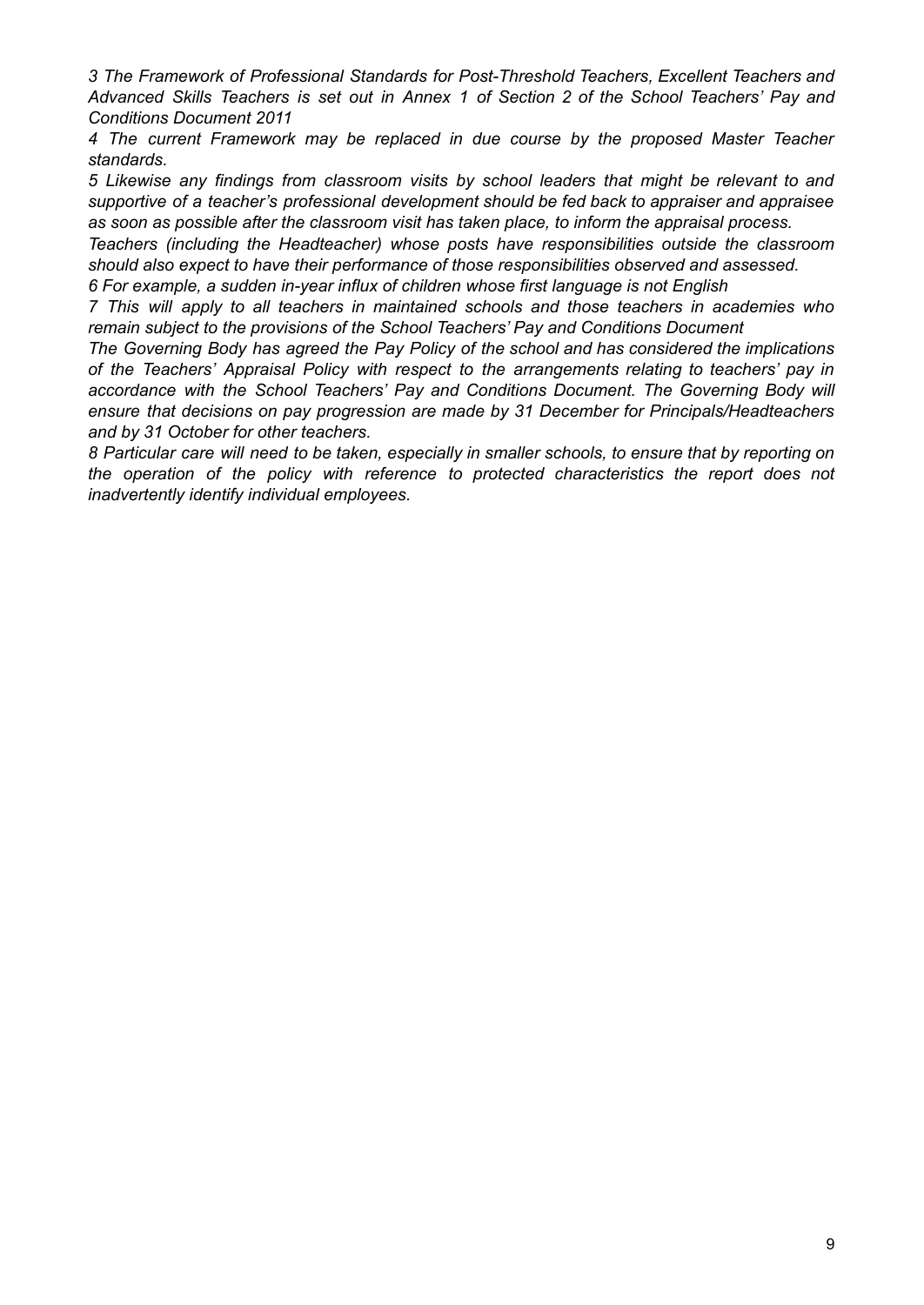*3 The Framework of Professional Standards for Post-Threshold Teachers, Excellent Teachers and Advanced Skills Teachers is set out in Annex 1 of Section 2 of the School Teachers' Pay and Conditions Document 2011*

*4 The current Framework may be replaced in due course by the proposed Master Teacher standards.*

*5 Likewise any findings from classroom visits by school leaders that might be relevant to and supportive of a teacher's professional development should be fed back to appraiser and appraisee as soon as possible after the classroom visit has taken place, to inform the appraisal process.*

*Teachers (including the Headteacher) whose posts have responsibilities outside the classroom should also expect to have their performance of those responsibilities observed and assessed.*

*6 For example, a sudden in-year influx of children whose first language is not English*

*7 This will apply to all teachers in maintained schools and those teachers in academies who remain subject to the provisions of the School Teachers' Pay and Conditions Document*

*The Governing Body has agreed the Pay Policy of the school and has considered the implications of the Teachers' Appraisal Policy with respect to the arrangements relating to teachers' pay in accordance with the School Teachers' Pay and Conditions Document. The Governing Body will ensure that decisions on pay progression are made by 31 December for Principals/Headteachers and by 31 October for other teachers.*

*8 Particular care will need to be taken, especially in smaller schools, to ensure that by reporting on the operation of the policy with reference to protected characteristics the report does not inadvertently identify individual employees.*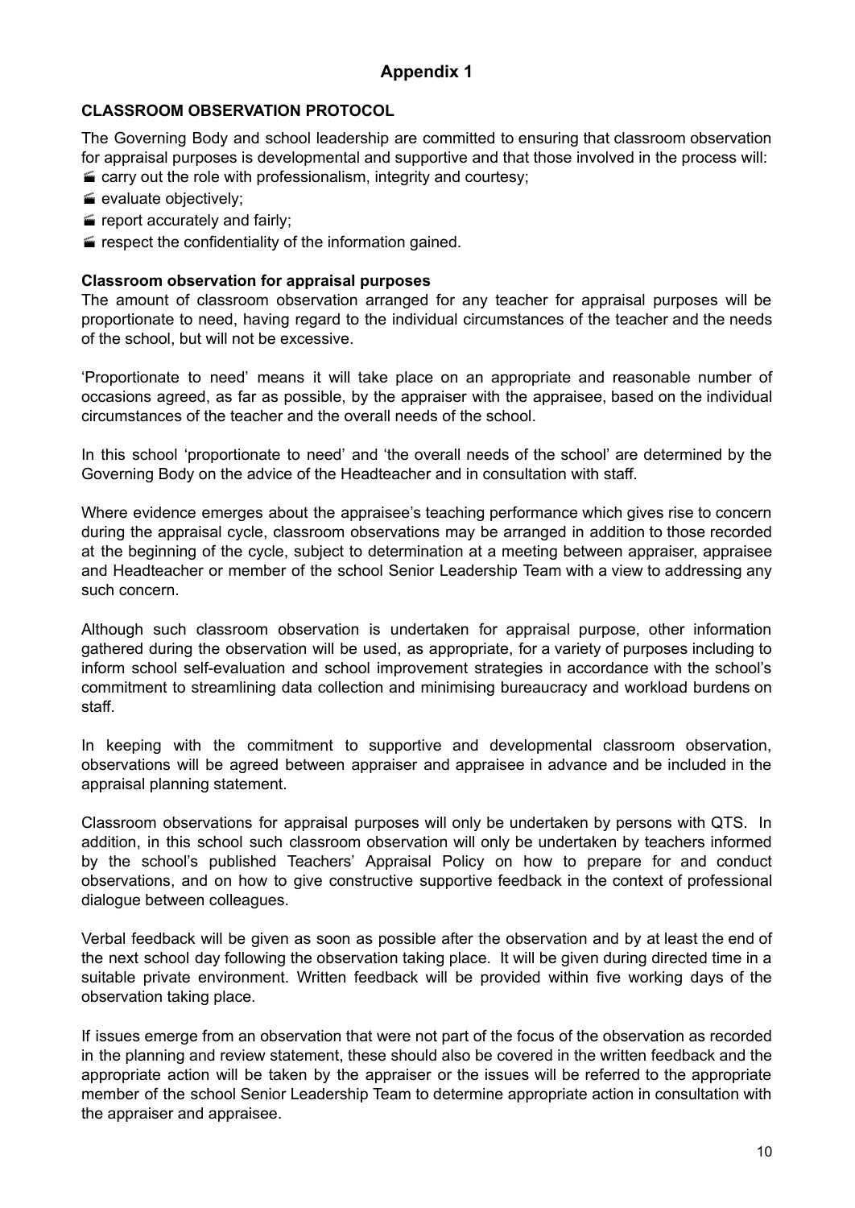# Appendix 1

## CLASSROOM OBSERVATION PROTOCOL

The Governing Body and school leadership are committed to ensuring that classroom observation for appraisal purposes is developmental and supportive and that those involved in the process will:

- carry out the role with professionalism, integrity and courtesy;
- evaluate objectively;
- report accurately and fairly;
- respect the confidentiality of the information gained.

### Classroom observation for appraisal purposes

The amount of classroom observation arranged for any teacher for appraisal purposes will be proportionate to need, having regard to the individual circumstances of the teacher and the needs of the school, but will not be excessive.

'Proportionate to need' means it will take place on an appropriate and reasonable number of occasions agreed, as far as possible, by the appraiser with the appraisee, based on the individual circumstances of the teacher and the overall needs of the school.

In this school 'proportionate to need' and 'the overall needs of the school' are determined by the Governing Body on the advice of the Headteacher and in consultation with staff.

Where evidence emerges about the appraisee's teaching performance which gives rise to concern during the appraisal cycle, classroom observations may be arranged in addition to those recorded at the beginning of the cycle, subject to determination at a meeting between appraiser, appraisee and Headteacher or member of the school Senior Leadership Team with a view to addressing any such concern.

Although such classroom observation is undertaken for appraisal purpose, other information gathered during the observation will be used, as appropriate, for a variety of purposes including to inform school self-evaluation and school improvement strategies in accordance with the school's commitment to streamlining data collection and minimising bureaucracy and workload burdens on staff.

In keeping with the commitment to supportive and developmental classroom observation, observations will be agreed between appraiser and appraisee in advance and be included in the appraisal planning statement.

Classroom observations for appraisal purposes will only be undertaken by persons with QTS. In addition, in this school such classroom observation will only be undertaken by teachers informed by the school's published Teachers' Appraisal Policy on how to prepare for and conduct observations, and on how to give constructive supportive feedback in the context of professional dialogue between colleagues.

Verbal feedback will be given as soon as possible after the observation and by at least the end of the next school day following the observation taking place. It will be given during directed time in a suitable private environment. Written feedback will be provided within five working days of the observation taking place.

If issues emerge from an observation that were not part of the focus of the observation as recorded in the planning and review statement, these should also be covered in the written feedback and the appropriate action will be taken by the appraiser or the issues will be referred to the appropriate member of the school Senior Leadership Team to determine appropriate action in consultation with the appraiser and appraisee.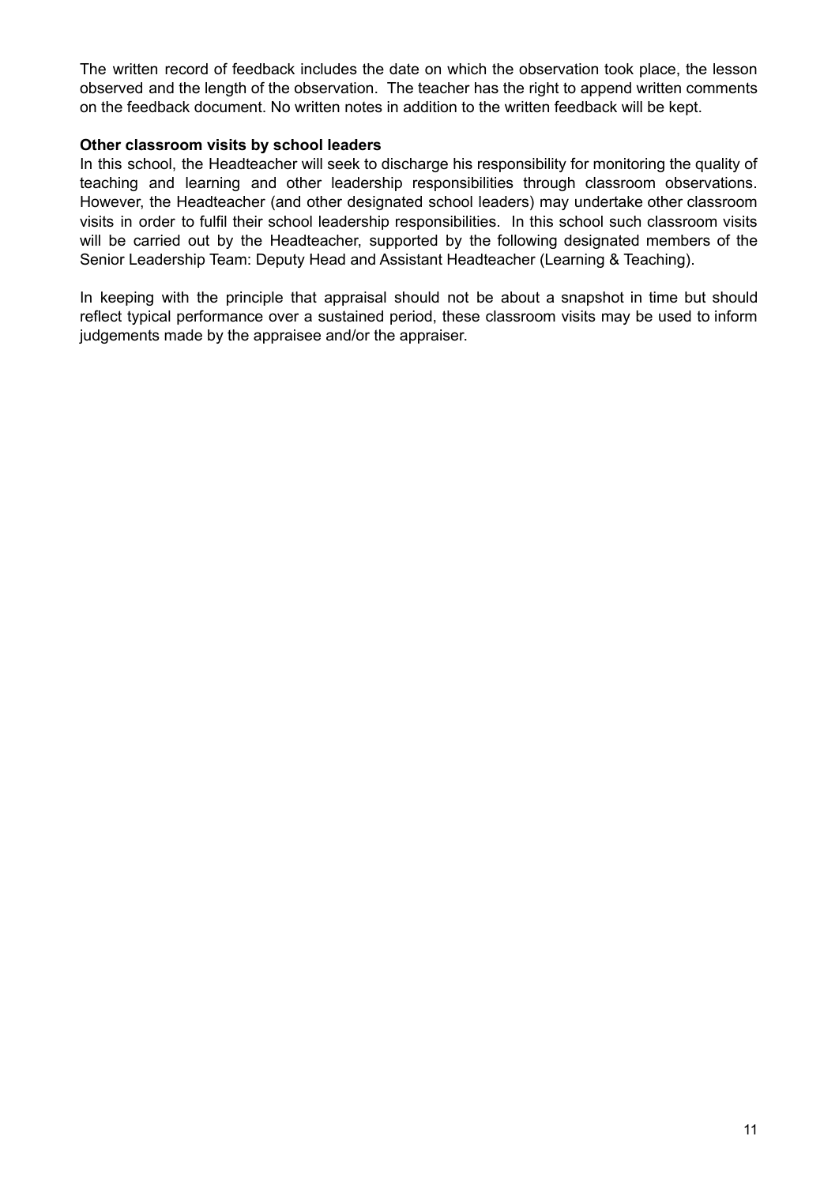The written record of feedback includes the date on which the observation took place, the lesson observed and the length of the observation. The teacher has the right to append written comments on the feedback document. No written notes in addition to the written feedback will be kept.

**Other classroom visits by school leaders**

In this school, the Headteacher will seek to discharge his responsibility for monitoring the quality of teaching and learning and other leadership responsibilities through classroom observations. However, the Headteacher (and other designated school leaders) may undertake other classroom visits in order to fulfil their school leadership responsibilities. In this school such classroom visits will be carried out by the Headteacher, supported by the following designated members of the Senior Leadership Team: Deputy Head and Assistant Headteacher (Learning & Teaching).

In keeping with the principle that appraisal should not be about a snapshot in time but should reflect typical performance over a sustained period, these classroom visits may be used to inform judgements made by the appraisee and/or the appraiser.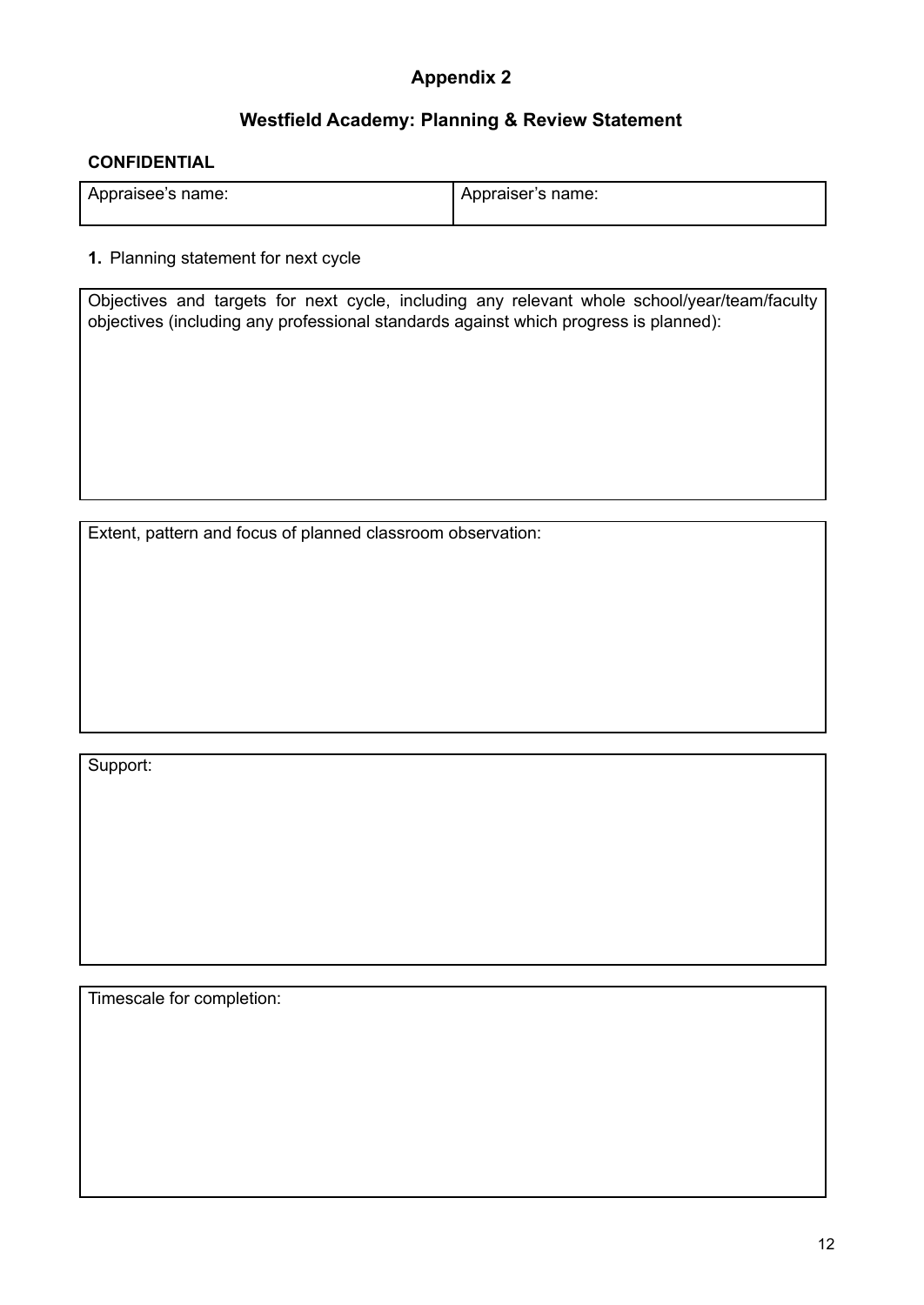## Appendix 2

## Westfield Academy: Planning & Review Statement

**CONFIDENTIAL**

| Appraisee's name: | Appraiser's name: |
|---|---|

**1.** Planning statement for next cycle

| Objectives and targets for next cycle, including any relevant whole school/year/team/faculty objectives (including any professional standards against which progress is planned): |
|---|

| Extent, pattern and focus of planned classroom observation: |
|---|

| Support: |
|---|

| Timescale for completion: |
|---|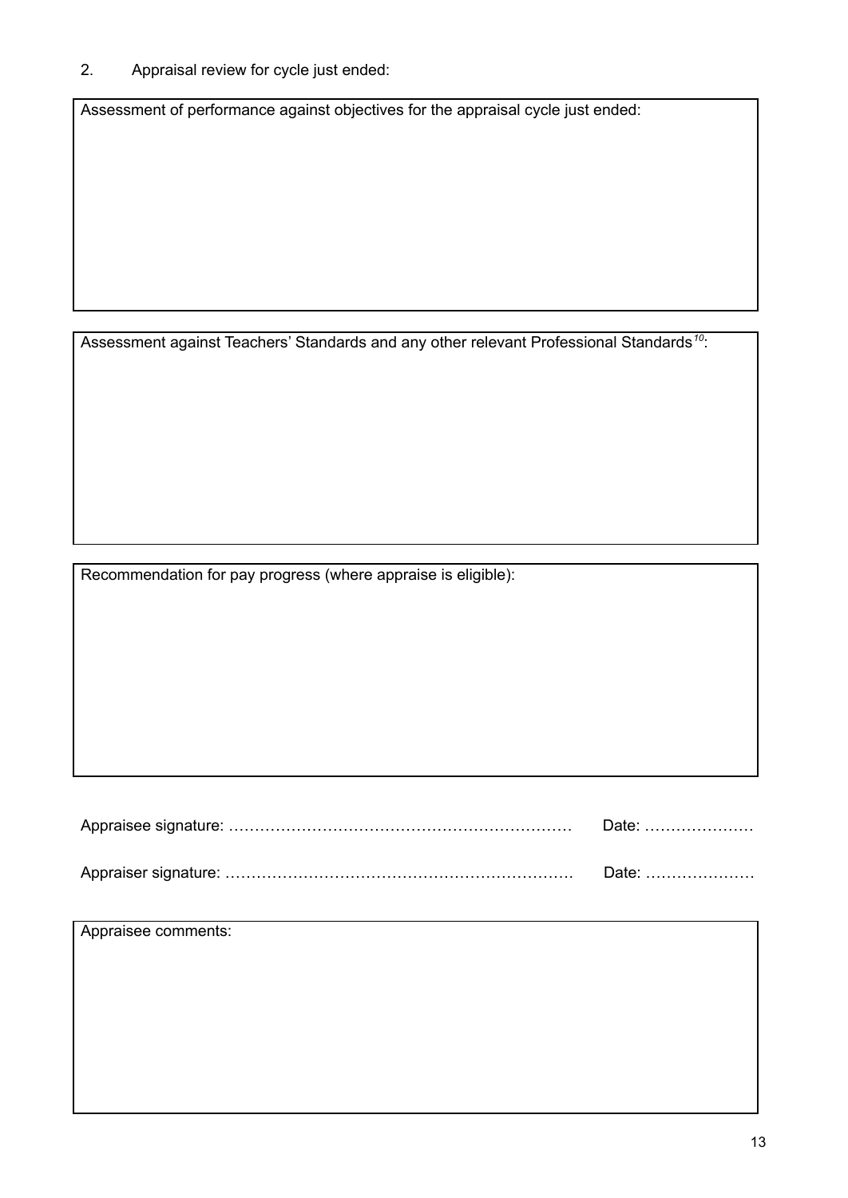2. Appraisal review for cycle just ended:

| Assessment of performance against objectives for the appraisal cycle just ended: |
|---|
| |

| Assessment against Teachers' Standards and any other relevant Professional Standards[10]: |
|---|
| |

| Recommendation for pay progress (where appraise is eligible): |
|---|
| |

Appraisee signature: ………………………………………………………… Date: …………………

Appraiser signature: ………………………………………………………… Date: …………………

| Appraisee comments: |
|---|
| |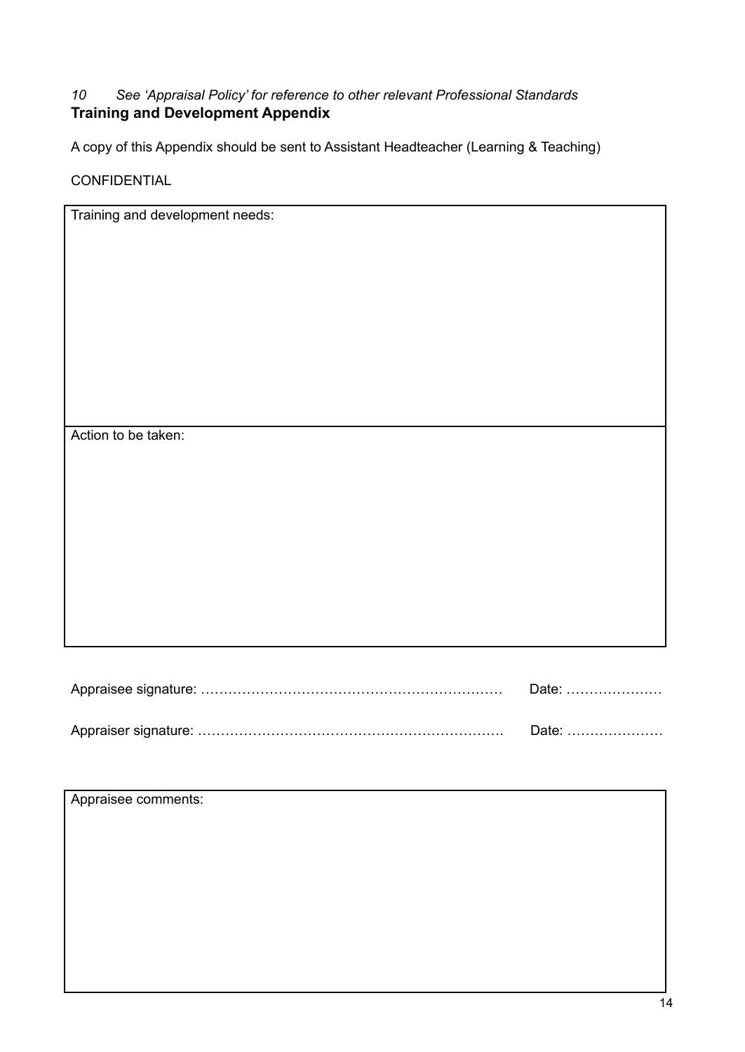*10 See 'Appraisal Policy' for reference to other relevant Professional Standards*

**Training and Development Appendix**

A copy of this Appendix should be sent to Assistant Headteacher (Learning & Teaching)

CONFIDENTIAL

| Training and development needs: |
|---|
| Action to be taken: |

Appraisee signature: ………………………………………………………… Date: …………………

Appraiser signature: ………………………………………………………… Date: …………………

| Appraisee comments: |
|---|
| |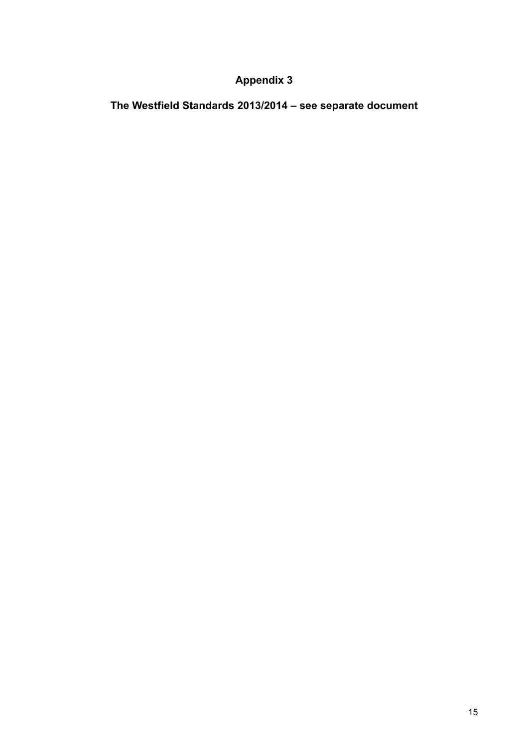# Appendix 3

## The Westfield Standards 2013/2014 – see separate document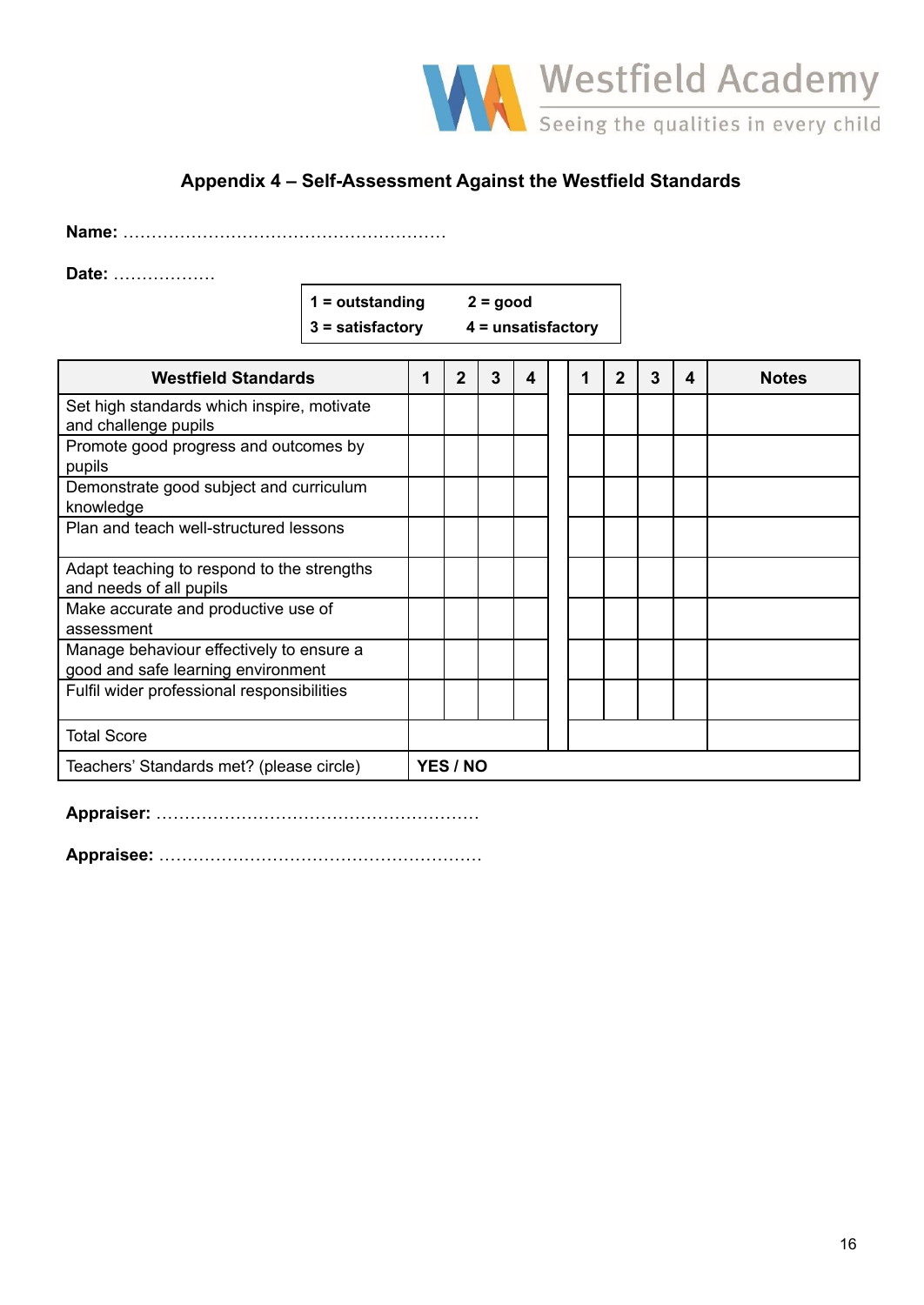Westfield Academy
Seeing the qualities in every child

## Appendix 4 – Self-Assessment Against the Westfield Standards

**Name:** ………………………………………………….

**Date:** ………………

| 1 = outstanding | 2 = good |
|---|---|
| 3 = satisfactory | 4 = unsatisfactory |

| Westfield Standards | 1 | 2 | 3 | 4 | | 1 | 2 | 3 | 4 | Notes |
|---|---|---|---|---|---|---|---|---|---|---|
| Set high standards which inspire, motivate and challenge pupils | | | | | | | | | | |
| Promote good progress and outcomes by pupils | | | | | | | | | | |
| Demonstrate good subject and curriculum knowledge | | | | | | | | | | |
| Plan and teach well-structured lessons | | | | | | | | | | |
| Adapt teaching to respond to the strengths and needs of all pupils | | | | | | | | | | |
| Make accurate and productive use of assessment | | | | | | | | | | |
| Manage behaviour effectively to ensure a good and safe learning environment | | | | | | | | | | |
| Fulfil wider professional responsibilities | | | | | | | | | | |
| Total Score | | | | | | | | | | |
| Teachers' Standards met? (please circle) | **YES / NO** | | | | | | | | | |

**Appraiser:** ………………………………………………….

**Appraisee:** ………………………………………………….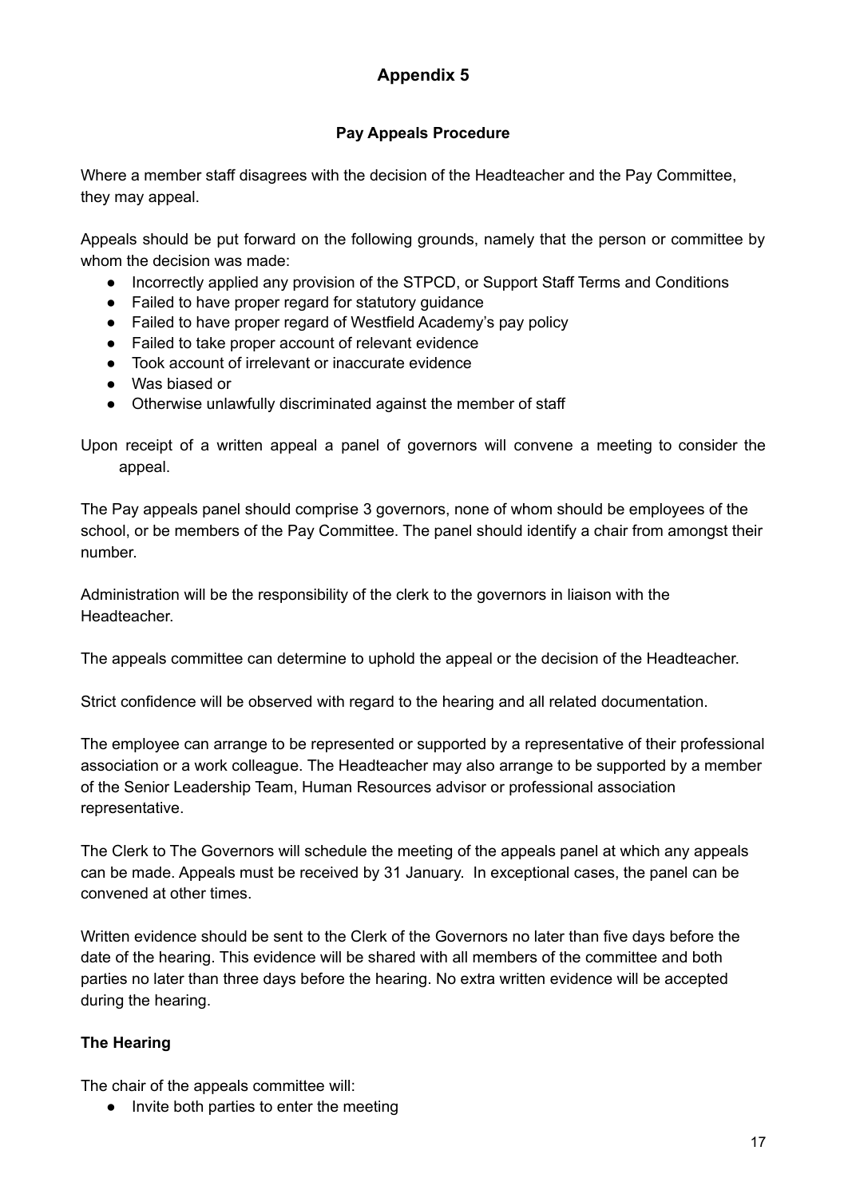# Appendix 5

## Pay Appeals Procedure

Where a member staff disagrees with the decision of the Headteacher and the Pay Committee, they may appeal.

Appeals should be put forward on the following grounds, namely that the person or committee by whom the decision was made:

- Incorrectly applied any provision of the STPCD, or Support Staff Terms and Conditions
- Failed to have proper regard for statutory guidance
- Failed to have proper regard of Westfield Academy's pay policy
- Failed to take proper account of relevant evidence
- Took account of irrelevant or inaccurate evidence
- Was biased or
- Otherwise unlawfully discriminated against the member of staff

Upon receipt of a written appeal a panel of governors will convene a meeting to consider the appeal.

The Pay appeals panel should comprise 3 governors, none of whom should be employees of the school, or be members of the Pay Committee. The panel should identify a chair from amongst their number.

Administration will be the responsibility of the clerk to the governors in liaison with the Headteacher.

The appeals committee can determine to uphold the appeal or the decision of the Headteacher.

Strict confidence will be observed with regard to the hearing and all related documentation.

The employee can arrange to be represented or supported by a representative of their professional association or a work colleague. The Headteacher may also arrange to be supported by a member of the Senior Leadership Team, Human Resources advisor or professional association representative.

The Clerk to The Governors will schedule the meeting of the appeals panel at which any appeals can be made. Appeals must be received by 31 January. In exceptional cases, the panel can be convened at other times.

Written evidence should be sent to the Clerk of the Governors no later than five days before the date of the hearing. This evidence will be shared with all members of the committee and both parties no later than three days before the hearing. No extra written evidence will be accepted during the hearing.

### The Hearing

The chair of the appeals committee will:

- Invite both parties to enter the meeting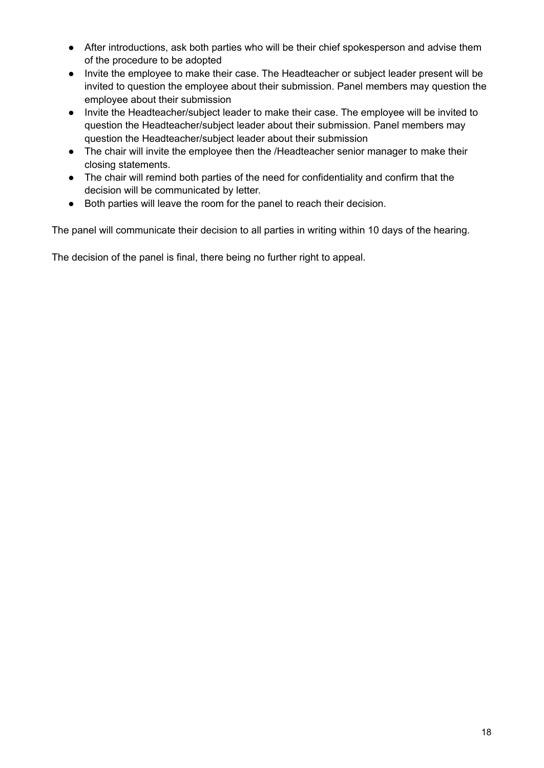- After introductions, ask both parties who will be their chief spokesperson and advise them of the procedure to be adopted
- Invite the employee to make their case. The Headteacher or subject leader present will be invited to question the employee about their submission. Panel members may question the employee about their submission
- Invite the Headteacher/subject leader to make their case. The employee will be invited to question the Headteacher/subject leader about their submission. Panel members may question the Headteacher/subject leader about their submission
- The chair will invite the employee then the /Headteacher senior manager to make their closing statements.
- The chair will remind both parties of the need for confidentiality and confirm that the decision will be communicated by letter.
- Both parties will leave the room for the panel to reach their decision.

The panel will communicate their decision to all parties in writing within 10 days of the hearing.

The decision of the panel is final, there being no further right to appeal.